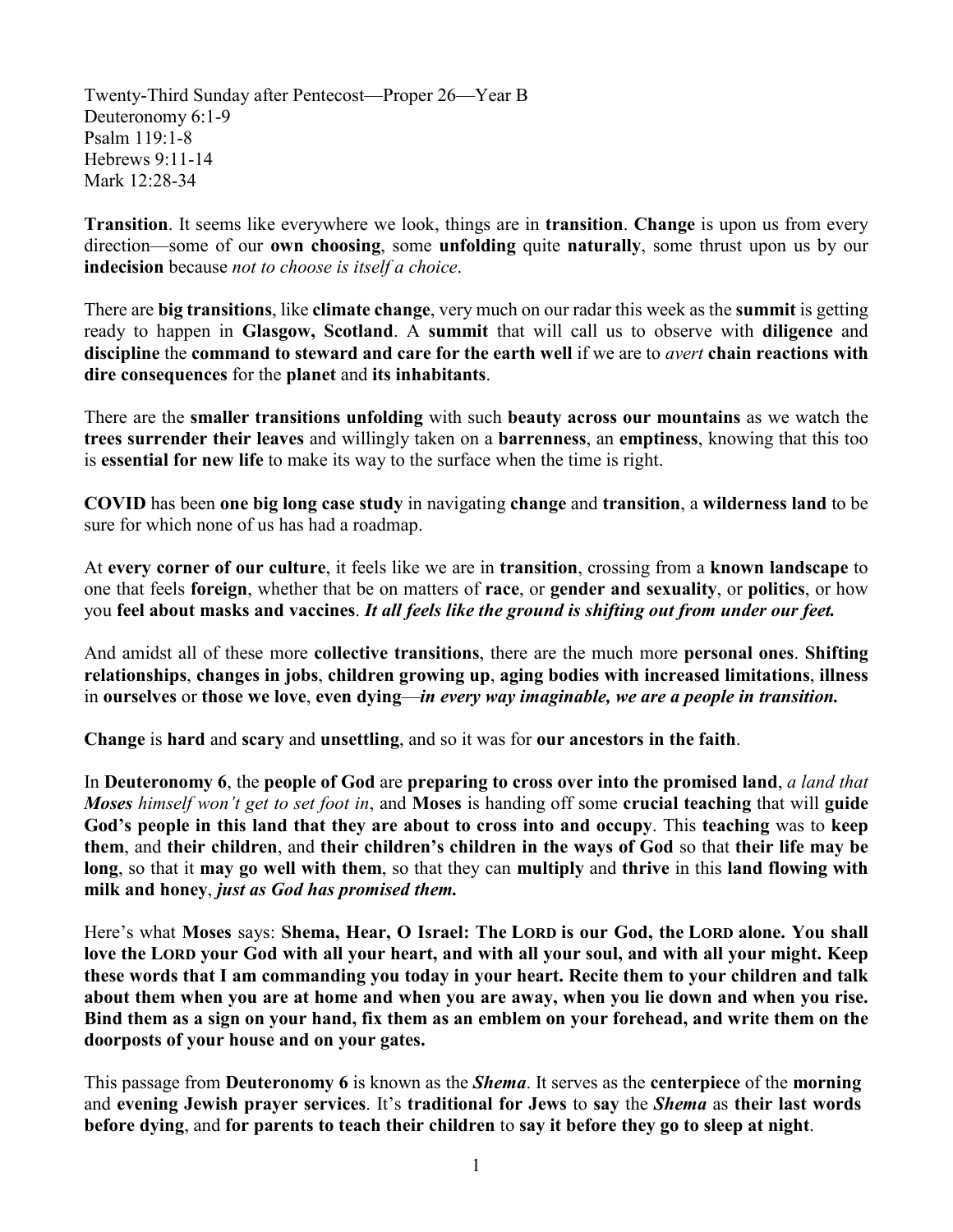Twenty-Third Sunday after Pentecost—Proper 26—Year B
Deuteronomy 6:1-9
Psalm 119:1-8
Hebrews 9:11-14
Mark 12:28-34

**Transition**. It seems like everywhere we look, things are in **transition**. **Change** is upon us from every direction—some of our **own choosing**, some **unfolding** quite **naturally**, some thrust upon us by our **indecision** because *not to choose is itself a choice*.

There are **big transitions**, like **climate change**, very much on our radar this week as the **summit** is getting ready to happen in **Glasgow, Scotland**. A **summit** that will call us to observe with **diligence** and **discipline** the **command to steward and care for the earth well** if we are to *avert* **chain reactions with dire consequences** for the **planet** and **its inhabitants**.

There are the **smaller transitions unfolding** with such **beauty across our mountains** as we watch the **trees surrender their leaves** and willingly taken on a **barrenness**, an **emptiness**, knowing that this too is **essential for new life** to make its way to the surface when the time is right.

**COVID** has been **one big long case study** in navigating **change** and **transition**, a **wilderness land** to be sure for which none of us has had a roadmap.

At **every corner of our culture**, it feels like we are in **transition**, crossing from a **known landscape** to one that feels **foreign**, whether that be on matters of **race**, or **gender and sexuality**, or **politics**, or how you **feel about masks and vaccines**. ***It all feels like the ground is shifting out from under our feet.***

And amidst all of these more **collective transitions**, there are the much more **personal ones**. **Shifting relationships**, **changes in jobs**, **children growing up**, **aging bodies with increased limitations**, **illness** in **ourselves** or **those we love**, **even dying**—***in every way imaginable, we are a people in transition.***

**Change** is **hard** and **scary** and **unsettling**, and so it was for **our ancestors in the faith**.

In **Deuteronomy 6**, the **people of God** are **preparing to cross over into the promised land**, *a land that **Moses** himself won't get to set foot in*, and **Moses** is handing off some **crucial teaching** that will **guide God's people in this land that they are about to cross into and occupy**. This **teaching** was to **keep them**, and **their children**, and **their children's children in the ways of God** so that **their life may be long**, so that it **may go well with them**, so that they can **multiply** and **thrive** in this **land flowing with milk and honey**, ***just as God has promised them.***

Here's what **Moses** says: **Shema, Hear, O Israel: The LORD is our God, the LORD alone. You shall love the LORD your God with all your heart, and with all your soul, and with all your might. Keep these words that I am commanding you today in your heart. Recite them to your children and talk about them when you are at home and when you are away, when you lie down and when you rise. Bind them as a sign on your hand, fix them as an emblem on your forehead, and write them on the doorposts of your house and on your gates.**

This passage from **Deuteronomy 6** is known as the ***Shema***. It serves as the **centerpiece** of the **morning** and **evening Jewish prayer services**. It's **traditional for Jews** to **say** the ***Shema*** as **their last words before dying**, and **for parents to teach their children** to **say it before they go to sleep at night**.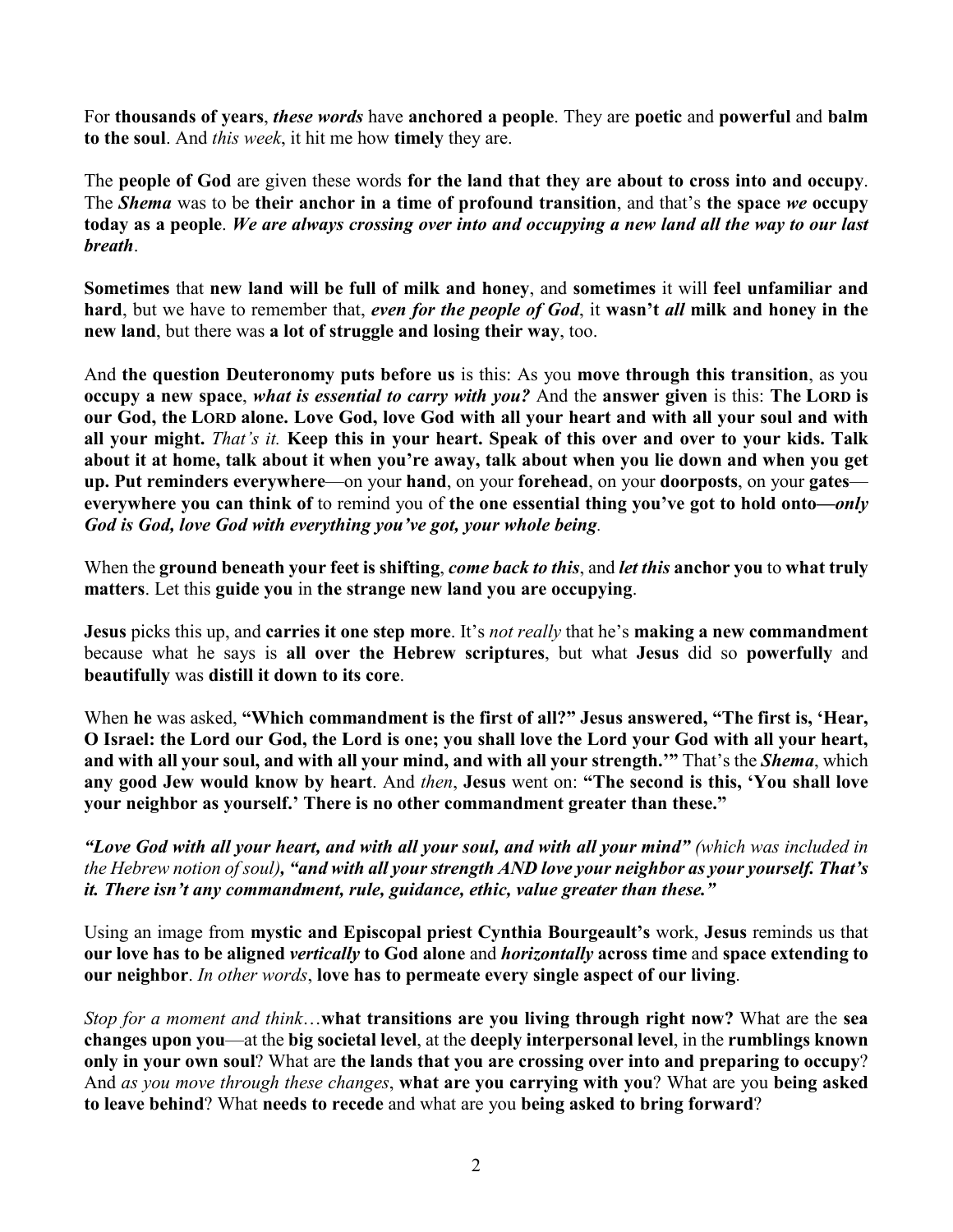For **thousands of years**, ***these words*** have **anchored a people**. They are **poetic** and **powerful** and **balm to the soul**. And *this week*, it hit me how **timely** they are.

The **people of God** are given these words **for the land that they are about to cross into and occupy**. The ***Shema*** was to be **their anchor in a time of profound transition**, and that's **the space *we* occupy today as a people**. ***We are always crossing over into and occupying a new land all the way to our last breath***.

**Sometimes** that **new land will be full of milk and honey**, and **sometimes** it will **feel unfamiliar and hard**, but we have to remember that, ***even for the people of God***, it **wasn't *all* milk and honey in the new land**, but there was **a lot of struggle and losing their way**, too.

And **the question Deuteronomy puts before us** is this: As you **move through this transition**, as you **occupy a new space**, ***what is essential to carry with you?*** And the **answer given** is this: **The LORD is our God, the LORD alone. Love God, love God with all your heart and with all your soul and with all your might.** *That's it.* **Keep this in your heart. Speak of this over and over to your kids. Talk about it at home, talk about it when you're away, talk about when you lie down and when you get up. Put reminders everywhere**—on your **hand**, on your **forehead**, on your **doorposts**, on your **gates**—**everywhere you can think of** to remind you of **the one essential thing you've got to hold onto—*only God is God, love God with everything you've got, your whole being***.

When the **ground beneath your feet is shifting**, ***come back to this***, and ***let this*** **anchor you** to **what truly matters**. Let this **guide you** in **the strange new land you are occupying**.

**Jesus** picks this up, and **carries it one step more**. It's *not really* that he's **making a new commandment** because what he says is **all over the Hebrew scriptures**, but what **Jesus** did so **powerfully** and **beautifully** was **distill it down to its core**.

When **he** was asked, **"Which commandment is the first of all?" Jesus answered, "The first is, 'Hear, O Israel: the Lord our God, the Lord is one; you shall love the Lord your God with all your heart, and with all your soul, and with all your mind, and with all your strength.'"** That's the ***Shema***, which **any good Jew would know by heart**. And *then*, **Jesus** went on: **"The second is this, 'You shall love your neighbor as yourself.' There is no other commandment greater than these."**

***"Love God with all your heart, and with all your soul, and with all your mind"*** *(which was included in the Hebrew notion of soul)*, ***"and with all your strength AND love your neighbor as your yourself. That's it. There isn't any commandment, rule, guidance, ethic, value greater than these."***

Using an image from **mystic and Episcopal priest Cynthia Bourgeault's** work, **Jesus** reminds us that **our love has to be aligned *vertically* to God alone** and ***horizontally*** **across time** and **space extending to our neighbor**. *In other words*, **love has to permeate every single aspect of our living**.

*Stop for a moment and think*…**what transitions are you living through right now?** What are the **sea changes upon you**—at the **big societal level**, at the **deeply interpersonal level**, in the **rumblings known only in your own soul**? What are **the lands that you are crossing over into and preparing to occupy**? And *as you move through these changes*, **what are you carrying with you**? What are you **being asked to leave behind**? What **needs to recede** and what are you **being asked to bring forward**?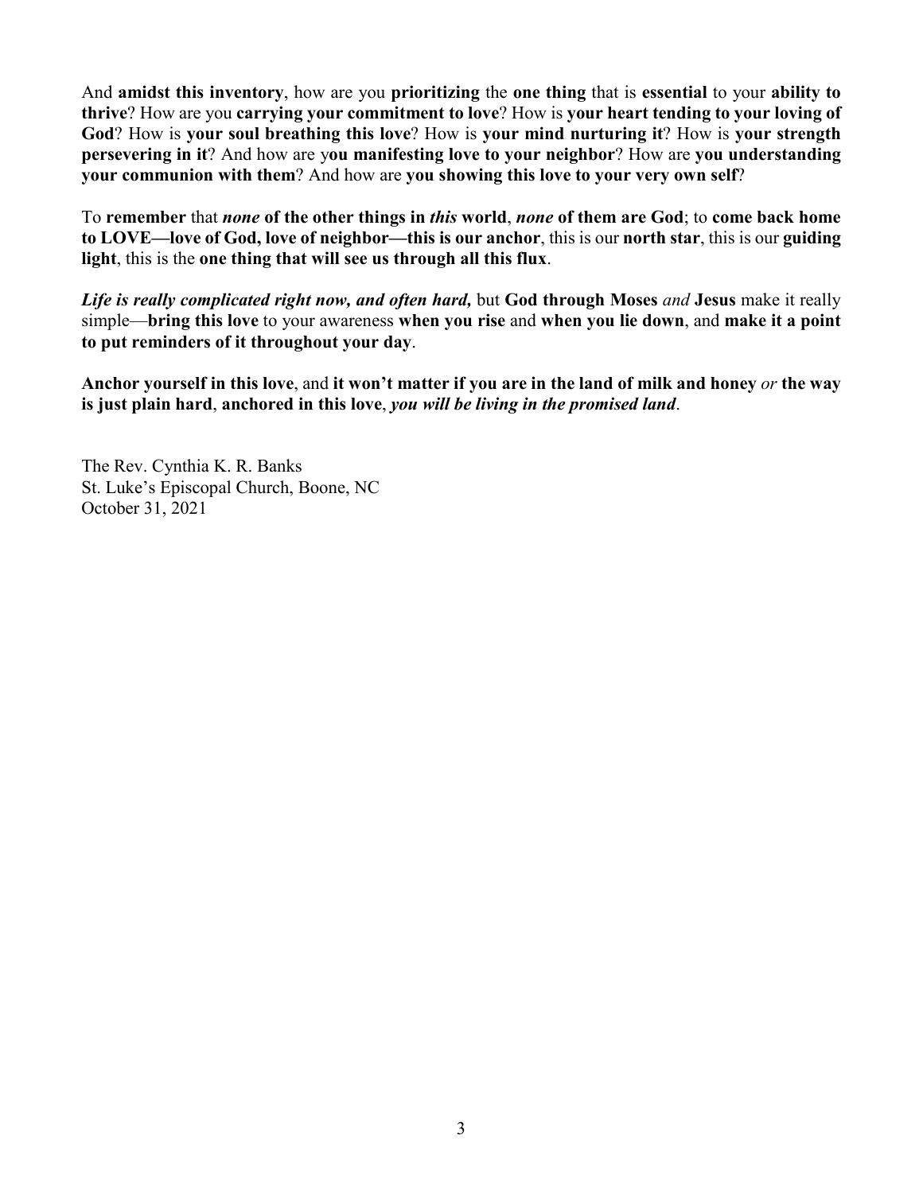And **amidst this inventory**, how are you **prioritizing** the **one thing** that is **essential** to your **ability to thrive**? How are you **carrying your commitment to love**? How is **your heart tending to your loving of God**? How is **your soul breathing this love**? How is **your mind nurturing it**? How is **your strength persevering in it**? And how are y**ou manifesting love to your neighbor**? How are **you understanding your communion with them**? And how are **you showing this love to your very own self**?

To **remember** that ***none*** **of the other things in *this* world**, ***none*** **of them are God**; to **come back home to LOVE—love of God, love of neighbor—this is our anchor**, this is our **north star**, this is our **guiding light**, this is the **one thing that will see us through all this flux**.

***Life is really complicated right now, and often hard,*** but **God through Moses** *and* **Jesus** make it really simple—**bring this love** to your awareness **when you rise** and **when you lie down**, and **make it a point to put reminders of it throughout your day**.

**Anchor yourself in this love**, and **it won't matter if you are in the land of milk and honey** *or* **the way is just plain hard**, **anchored in this love**, ***you will be living in the promised land***.

The Rev. Cynthia K. R. Banks
St. Luke's Episcopal Church, Boone, NC
October 31, 2021